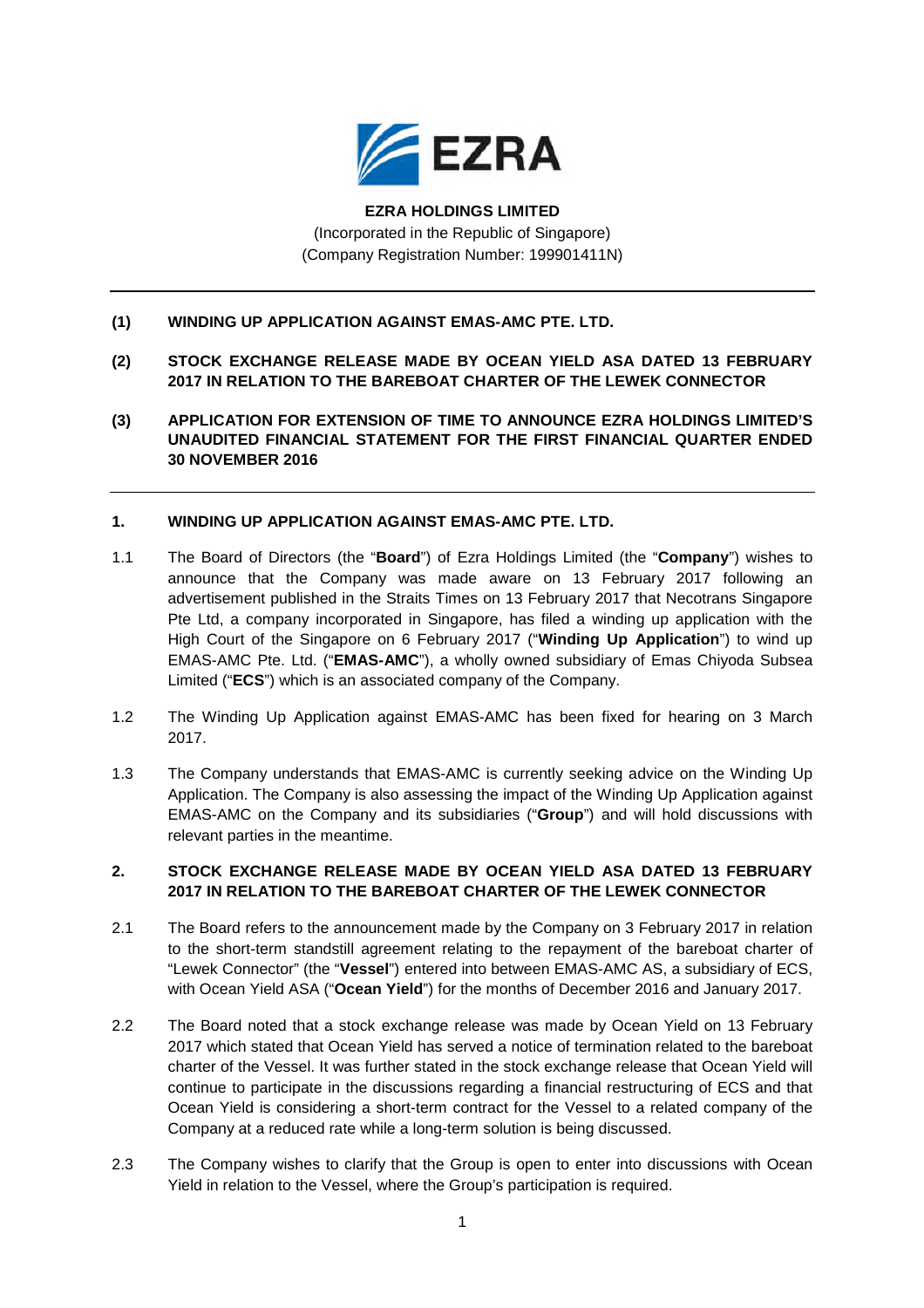**EZRA HOLDINGS LIMITED**
(Incorporated in the Republic of Singapore)
(Company Registration Number: 199901411N)

---

**(1) WINDING UP APPLICATION AGAINST EMAS-AMC PTE. LTD.**

**(2) STOCK EXCHANGE RELEASE MADE BY OCEAN YIELD ASA DATED 13 FEBRUARY 2017 IN RELATION TO THE BAREBOAT CHARTER OF THE LEWEK CONNECTOR**

**(3) APPLICATION FOR EXTENSION OF TIME TO ANNOUNCE EZRA HOLDINGS LIMITED'S UNAUDITED FINANCIAL STATEMENT FOR THE FIRST FINANCIAL QUARTER ENDED 30 NOVEMBER 2016**

---

## 1. WINDING UP APPLICATION AGAINST EMAS-AMC PTE. LTD.

1.1 The Board of Directors (the "**Board**") of Ezra Holdings Limited (the "**Company**") wishes to announce that the Company was made aware on 13 February 2017 following an advertisement published in the Straits Times on 13 February 2017 that Necotrans Singapore Pte Ltd, a company incorporated in Singapore, has filed a winding up application with the High Court of the Singapore on 6 February 2017 ("**Winding Up Application**") to wind up EMAS-AMC Pte. Ltd. ("**EMAS-AMC**"), a wholly owned subsidiary of Emas Chiyoda Subsea Limited ("**ECS**") which is an associated company of the Company.

1.2 The Winding Up Application against EMAS-AMC has been fixed for hearing on 3 March 2017.

1.3 The Company understands that EMAS-AMC is currently seeking advice on the Winding Up Application. The Company is also assessing the impact of the Winding Up Application against EMAS-AMC on the Company and its subsidiaries ("**Group**") and will hold discussions with relevant parties in the meantime.

## 2. STOCK EXCHANGE RELEASE MADE BY OCEAN YIELD ASA DATED 13 FEBRUARY 2017 IN RELATION TO THE BAREBOAT CHARTER OF THE LEWEK CONNECTOR

2.1 The Board refers to the announcement made by the Company on 3 February 2017 in relation to the short-term standstill agreement relating to the repayment of the bareboat charter of "Lewek Connector" (the "**Vessel**") entered into between EMAS-AMC AS, a subsidiary of ECS, with Ocean Yield ASA ("**Ocean Yield**") for the months of December 2016 and January 2017.

2.2 The Board noted that a stock exchange release was made by Ocean Yield on 13 February 2017 which stated that Ocean Yield has served a notice of termination related to the bareboat charter of the Vessel. It was further stated in the stock exchange release that Ocean Yield will continue to participate in the discussions regarding a financial restructuring of ECS and that Ocean Yield is considering a short-term contract for the Vessel to a related company of the Company at a reduced rate while a long-term solution is being discussed.

2.3 The Company wishes to clarify that the Group is open to enter into discussions with Ocean Yield in relation to the Vessel, where the Group's participation is required.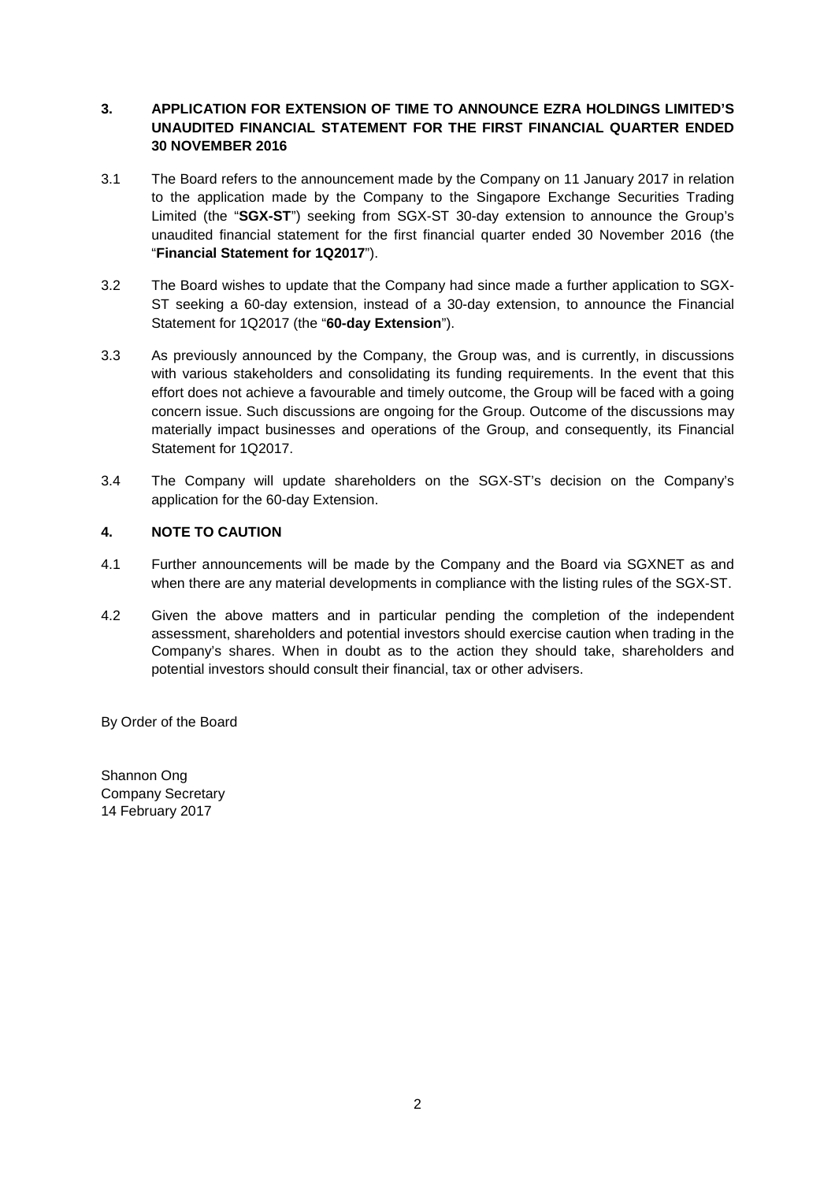## 3. APPLICATION FOR EXTENSION OF TIME TO ANNOUNCE EZRA HOLDINGS LIMITED'S UNAUDITED FINANCIAL STATEMENT FOR THE FIRST FINANCIAL QUARTER ENDED 30 NOVEMBER 2016

3.1 The Board refers to the announcement made by the Company on 11 January 2017 in relation to the application made by the Company to the Singapore Exchange Securities Trading Limited (the "**SGX-ST**") seeking from SGX-ST 30-day extension to announce the Group's unaudited financial statement for the first financial quarter ended 30 November 2016 (the "**Financial Statement for 1Q2017**").

3.2 The Board wishes to update that the Company had since made a further application to SGX-ST seeking a 60-day extension, instead of a 30-day extension, to announce the Financial Statement for 1Q2017 (the "**60-day Extension**").

3.3 As previously announced by the Company, the Group was, and is currently, in discussions with various stakeholders and consolidating its funding requirements. In the event that this effort does not achieve a favourable and timely outcome, the Group will be faced with a going concern issue. Such discussions are ongoing for the Group. Outcome of the discussions may materially impact businesses and operations of the Group, and consequently, its Financial Statement for 1Q2017.

3.4 The Company will update shareholders on the SGX-ST's decision on the Company's application for the 60-day Extension.

## 4. NOTE TO CAUTION

4.1 Further announcements will be made by the Company and the Board via SGXNET as and when there are any material developments in compliance with the listing rules of the SGX-ST.

4.2 Given the above matters and in particular pending the completion of the independent assessment, shareholders and potential investors should exercise caution when trading in the Company's shares. When in doubt as to the action they should take, shareholders and potential investors should consult their financial, tax or other advisers.

By Order of the Board

Shannon Ong
Company Secretary
14 February 2017